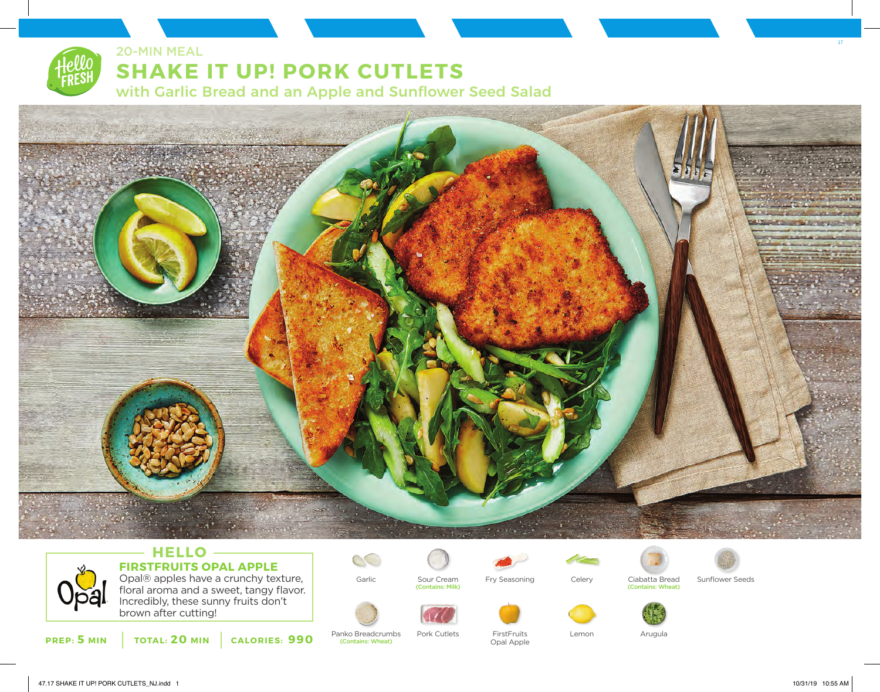20-MIN MEAL

# SHAKE IT UP! PORK CUTLETS

## with Garlic Bread and an Apple and Sunflower Seed Salad

### HELLO FIRSTFRUITS OPAL APPLE

Opal® apples have a crunchy texture, floral aroma and a sweet, tangy flavor. Incredibly, these sunny fruits don't brown after cutting!

**PREP: 5 MIN** | **TOTAL: 20 MIN** | **CALORIES: 990**

- Garlic
- Sour Cream (Contains: Milk)
- Fry Seasoning
- Celery
- Ciabatta Bread (Contains: Wheat)
- Sunflower Seeds
- Panko Breadcrumbs (Contains: Wheat)
- Pork Cutlets
- FirstFruits Opal Apple
- Lemon
- Arugula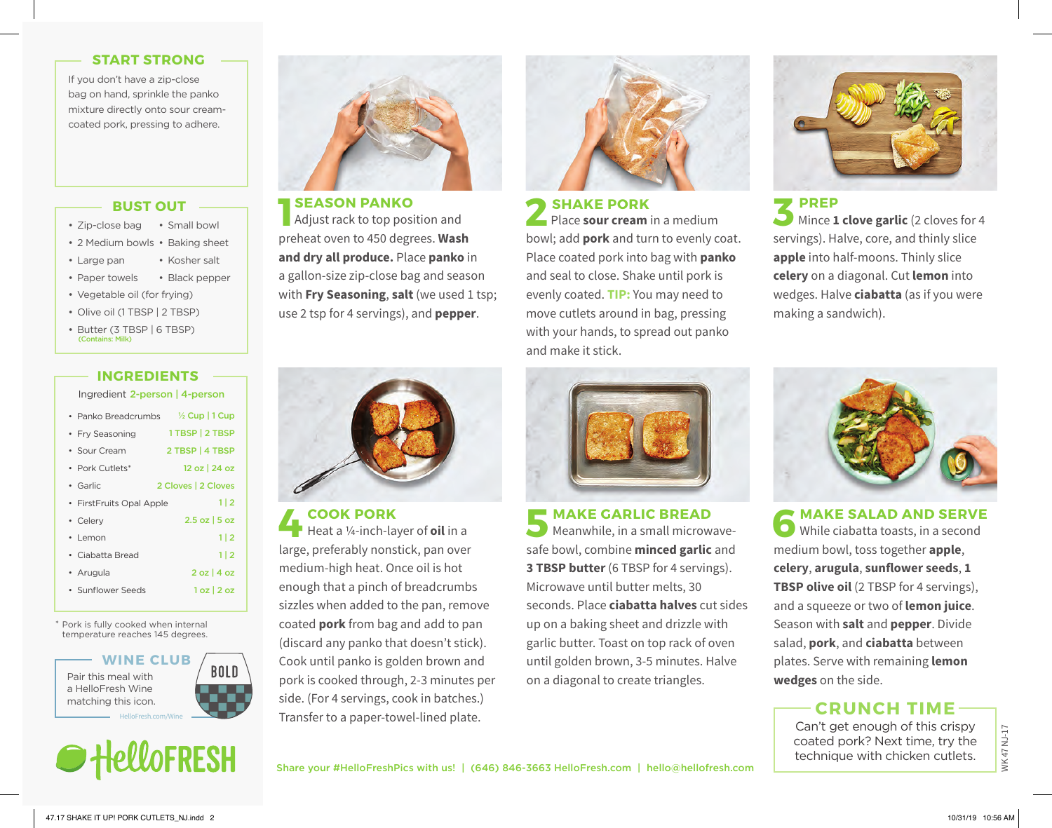## START STRONG

If you don't have a zip-close bag on hand, sprinkle the panko mixture directly onto sour cream-coated pork, pressing to adhere.

## BUST OUT

- Zip-close bag
- Small bowl
- 2 Medium bowls
- Baking sheet
- Large pan
- Kosher salt
- Paper towels
- Black pepper
- Vegetable oil (for frying)
- Olive oil (1 TBSP | 2 TBSP)
- Butter (3 TBSP | 6 TBSP) (Contains: Milk)

## INGREDIENTS

| Ingredient | 2-person \| 4-person |
|---|---|
| Panko Breadcrumbs | ½ Cup \| 1 Cup |
| Fry Seasoning | 1 TBSP \| 2 TBSP |
| Sour Cream | 2 TBSP \| 4 TBSP |
| Pork Cutlets* | 12 oz \| 24 oz |
| Garlic | 2 Cloves \| 2 Cloves |
| FirstFruits Opal Apple | 1 \| 2 |
| Celery | 2.5 oz \| 5 oz |
| Lemon | 1 \| 2 |
| Ciabatta Bread | 1 \| 2 |
| Arugula | 2 oz \| 4 oz |
| Sunflower Seeds | 1 oz \| 2 oz |

* Pork is fully cooked when internal temperature reaches 145 degrees.

## WINE CLUB

Pair this meal with a HelloFresh Wine matching this icon.

BOLD

HelloFresh.com/Wine

HelloFRESH

## 1 SEASON PANKO

Adjust rack to top position and preheat oven to 450 degrees. **Wash and dry all produce.** Place **panko** in a gallon-size zip-close bag and season with **Fry Seasoning**, **salt** (we used 1 tsp; use 2 tsp for 4 servings), and **pepper**.

## 2 SHAKE PORK

Place **sour cream** in a medium bowl; add **pork** and turn to evenly coat. Place coated pork into bag with **panko** and seal to close. Shake until pork is evenly coated. **TIP:** You may need to move cutlets around in bag, pressing with your hands, to spread out panko and make it stick.

## 3 PREP

Mince **1 clove garlic** (2 cloves for 4 servings). Halve, core, and thinly slice **apple** into half-moons. Thinly slice **celery** on a diagonal. Cut **lemon** into wedges. Halve **ciabatta** (as if you were making a sandwich).

## 4 COOK PORK

Heat a ¼-inch-layer of **oil** in a large, preferably nonstick, pan over medium-high heat. Once oil is hot enough that a pinch of breadcrumbs sizzles when added to the pan, remove coated **pork** from bag and add to pan (discard any panko that doesn't stick). Cook until panko is golden brown and pork is cooked through, 2-3 minutes per side. (For 4 servings, cook in batches.) Transfer to a paper-towel-lined plate.

## 5 MAKE GARLIC BREAD

Meanwhile, in a small microwave-safe bowl, combine **minced garlic** and **3 TBSP butter** (6 TBSP for 4 servings). Microwave until butter melts, 30 seconds. Place **ciabatta halves** cut sides up on a baking sheet and drizzle with garlic butter. Toast on top rack of oven until golden brown, 3-5 minutes. Halve on a diagonal to create triangles.

## 6 MAKE SALAD AND SERVE

While ciabatta toasts, in a second medium bowl, toss together **apple**, **celery**, **arugula**, **sunflower seeds**, **1 TBSP olive oil** (2 TBSP for 4 servings), and a squeeze or two of **lemon juice**. Season with **salt** and **pepper**. Divide salad, **pork**, and **ciabatta** between plates. Serve with remaining **lemon wedges** on the side.

## CRUNCH TIME

Can't get enough of this crispy coated pork? Next time, try the technique with chicken cutlets.

Share your #HelloFreshPics with us! | (646) 846-3663 HelloFresh.com | hello@hellofresh.com

WK 47 NJ-17